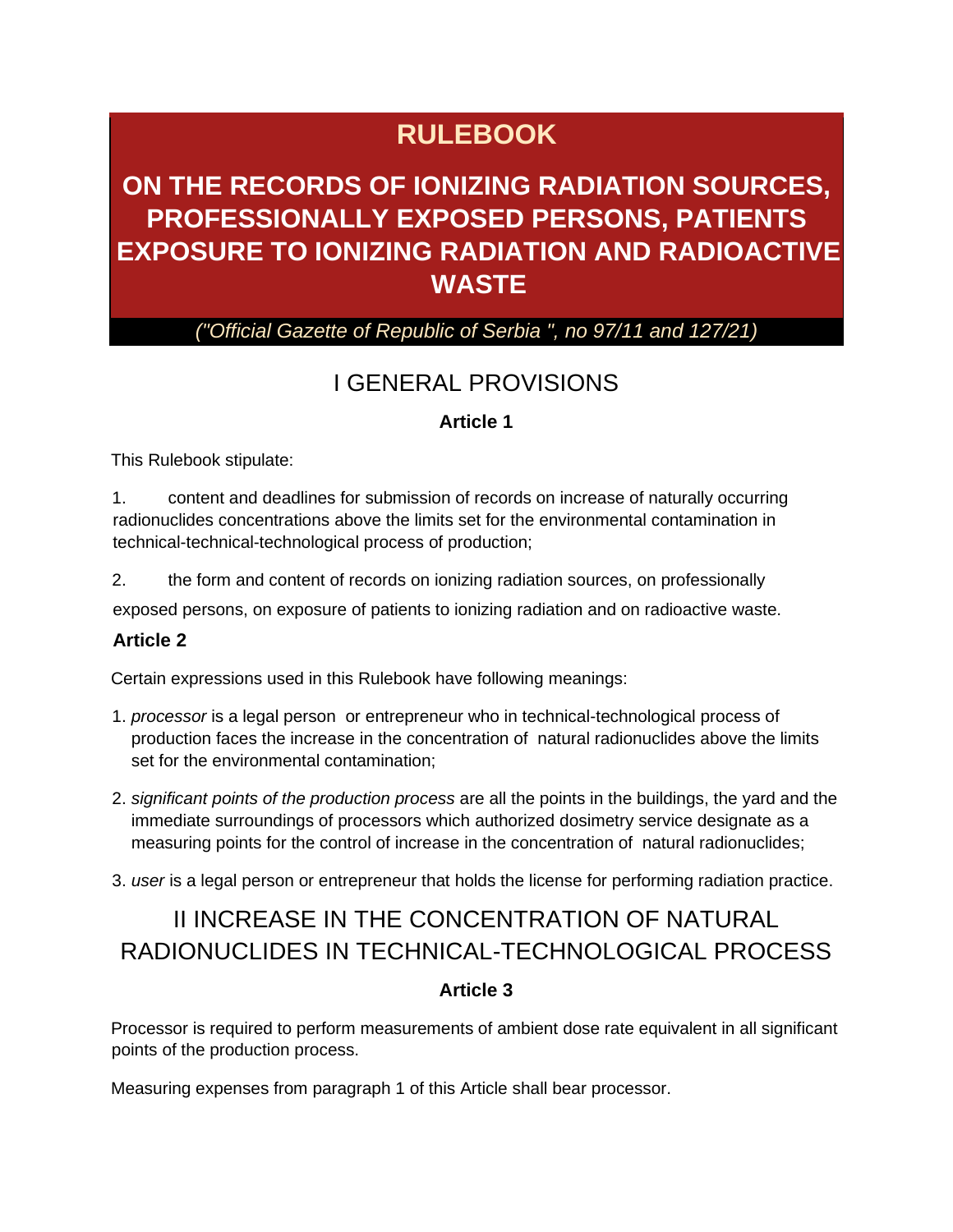# RULEBOOK

# ON THE RECORDS OF IONIZING RADIATION SOURCES, PROFESSIONALLY EXPOSED PERSONS, PATIENTS EXPOSURE TO IONIZING RADIATION AND RADIOACTIVE WASTE

*("Official Gazette of Republic of Serbia ", no 97/11 and 127/21)*

## I GENERAL PROVISIONS

### Article 1

This Rulebook stipulate:

1. content and deadlines for submission of records on increase of naturally occurring radionuclides concentrations above the limits set for the environmental contamination in technical-technical-technological process of production;

2. the form and content of records on ionizing radiation sources, on professionally exposed persons, on exposure of patients to ionizing radiation and on radioactive waste.

### Article 2

Certain expressions used in this Rulebook have following meanings:

1. *processor* is a legal person or entrepreneur who in technical-technological process of production faces the increase in the concentration of natural radionuclides above the limits set for the environmental contamination;
2. *significant points of the production process* are all the points in the buildings, the yard and the immediate surroundings of processors which authorized dosimetry service designate as a measuring points for the control of increase in the concentration of natural radionuclides;
3. *user* is a legal person or entrepreneur that holds the license for performing radiation practice.

## II INCREASE IN THE CONCENTRATION OF NATURAL RADIONUCLIDES IN TECHNICAL-TECHNOLOGICAL PROCESS

### Article 3

Processor is required to perform measurements of ambient dose rate equivalent in all significant points of the production process.

Measuring expenses from paragraph 1 of this Article shall bear processor.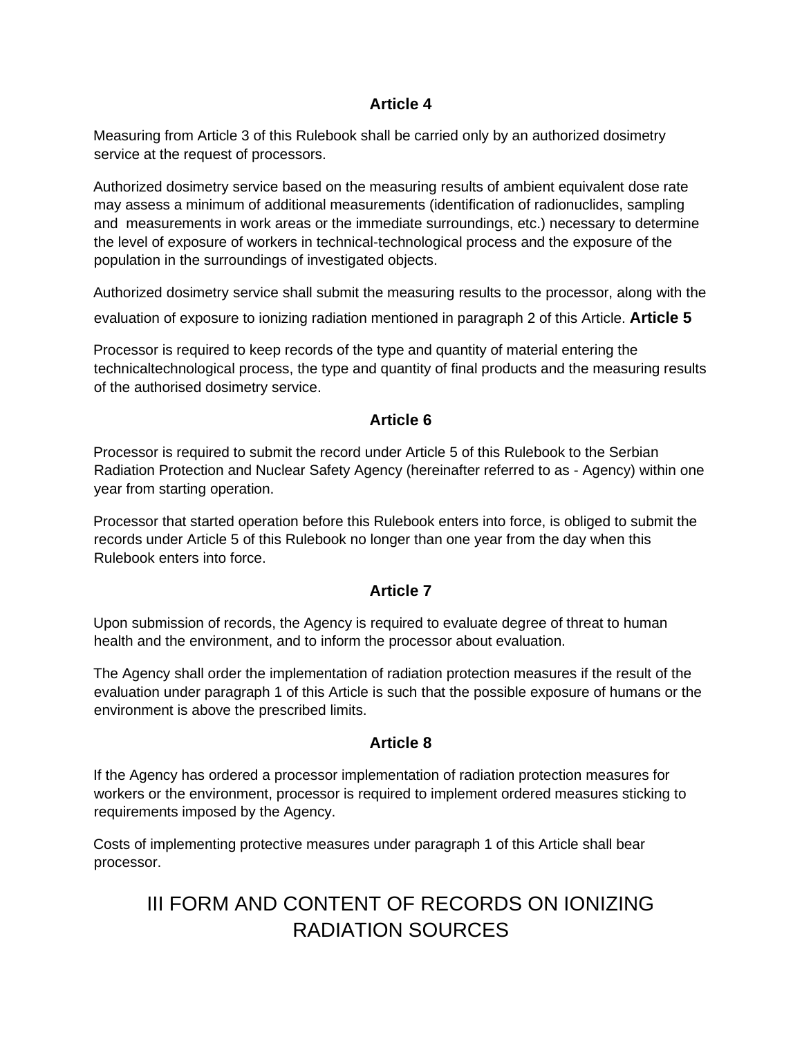### Article 4

Measuring from Article 3 of this Rulebook shall be carried only by an authorized dosimetry service at the request of processors.

Authorized dosimetry service based on the measuring results of ambient equivalent dose rate may assess a minimum of additional measurements (identification of radionuclides, sampling and measurements in work areas or the immediate surroundings, etc.) necessary to determine the level of exposure of workers in technical-technological process and the exposure of the population in the surroundings of investigated objects.

Authorized dosimetry service shall submit the measuring results to the processor, along with the evaluation of exposure to ionizing radiation mentioned in paragraph 2 of this Article.

### Article 5

Processor is required to keep records of the type and quantity of material entering the technicaltechnological process, the type and quantity of final products and the measuring results of the authorised dosimetry service.

### Article 6

Processor is required to submit the record under Article 5 of this Rulebook to the Serbian Radiation Protection and Nuclear Safety Agency (hereinafter referred to as - Agency) within one year from starting operation.

Processor that started operation before this Rulebook enters into force, is obliged to submit the records under Article 5 of this Rulebook no longer than one year from the day when this Rulebook enters into force.

### Article 7

Upon submission of records, the Agency is required to evaluate degree of threat to human health and the environment, and to inform the processor about evaluation.

The Agency shall order the implementation of radiation protection measures if the result of the evaluation under paragraph 1 of this Article is such that the possible exposure of humans or the environment is above the prescribed limits.

### Article 8

If the Agency has ordered a processor implementation of radiation protection measures for workers or the environment, processor is required to implement ordered measures sticking to requirements imposed by the Agency.

Costs of implementing protective measures under paragraph 1 of this Article shall bear processor.

## III FORM AND CONTENT OF RECORDS ON IONIZING RADIATION SOURCES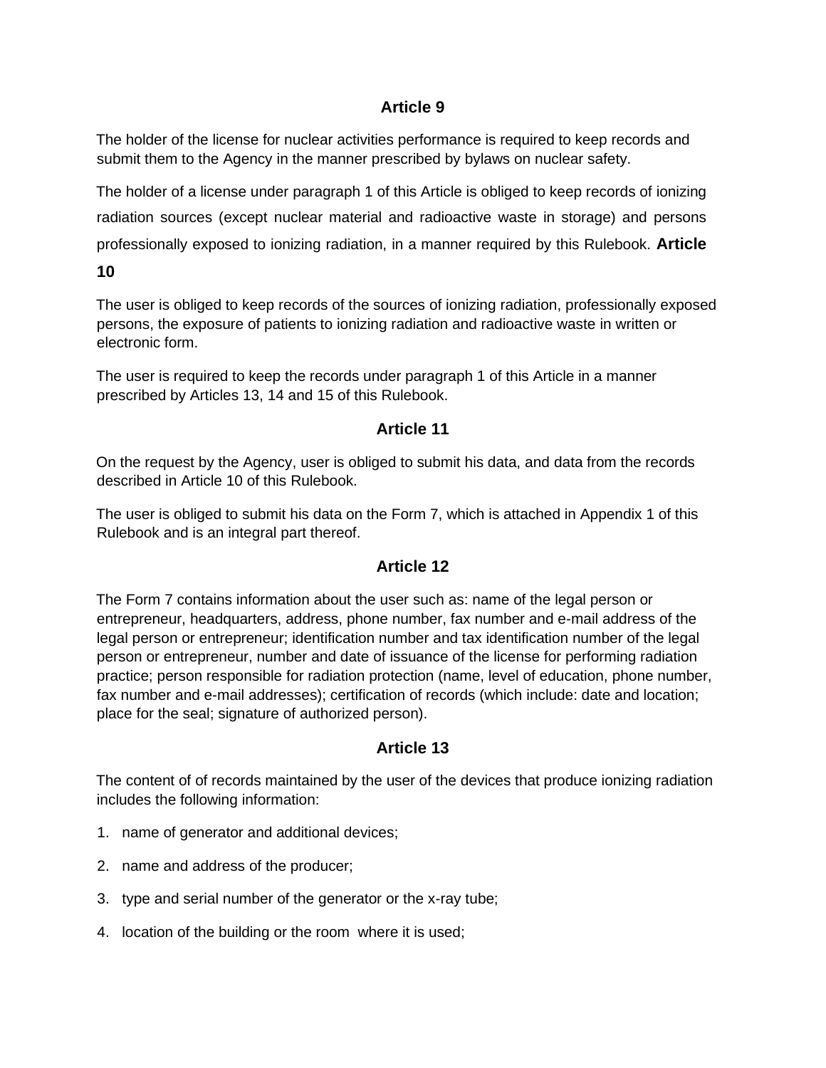## Article 9

The holder of the license for nuclear activities performance is required to keep records and submit them to the Agency in the manner prescribed by bylaws on nuclear safety.

The holder of a license under paragraph 1 of this Article is obliged to keep records of ionizing radiation sources (except nuclear material and radioactive waste in storage) and persons professionally exposed to ionizing radiation, in a manner required by this Rulebook.

## Article 10

The user is obliged to keep records of the sources of ionizing radiation, professionally exposed persons, the exposure of patients to ionizing radiation and radioactive waste in written or electronic form.

The user is required to keep the records under paragraph 1 of this Article in a manner prescribed by Articles 13, 14 and 15 of this Rulebook.

## Article 11

On the request by the Agency, user is obliged to submit his data, and data from the records described in Article 10 of this Rulebook.

The user is obliged to submit his data on the Form 7, which is attached in Appendix 1 of this Rulebook and is an integral part thereof.

## Article 12

The Form 7 contains information about the user such as: name of the legal person or entrepreneur, headquarters, address, phone number, fax number and e-mail address of the legal person or entrepreneur; identification number and tax identification number of the legal person or entrepreneur, number and date of issuance of the license for performing radiation practice; person responsible for radiation protection (name, level of education, phone number, fax number and e-mail addresses); certification of records (which include: date and location; place for the seal; signature of authorized person).

## Article 13

The content of of records maintained by the user of the devices that produce ionizing radiation includes the following information:

1. name of generator and additional devices;
2. name and address of the producer;
3. type and serial number of the generator or the x-ray tube;
4. location of the building or the room where it is used;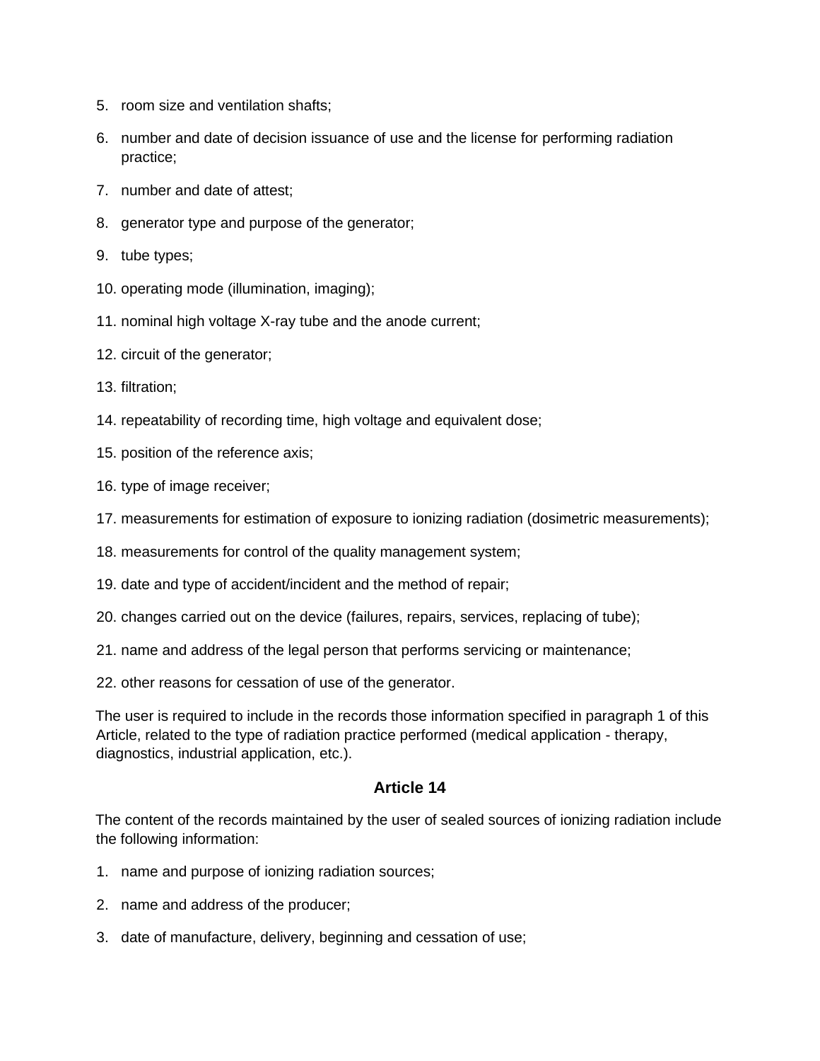5. room size and ventilation shafts;
6. number and date of decision issuance of use and the license for performing radiation practice;
7. number and date of attest;
8. generator type and purpose of the generator;
9. tube types;
10. operating mode (illumination, imaging);
11. nominal high voltage X-ray tube and the anode current;
12. circuit of the generator;
13. filtration;
14. repeatability of recording time, high voltage and equivalent dose;
15. position of the reference axis;
16. type of image receiver;
17. measurements for estimation of exposure to ionizing radiation (dosimetric measurements);
18. measurements for control of the quality management system;
19. date and type of accident/incident and the method of repair;
20. changes carried out on the device (failures, repairs, services, replacing of tube);
21. name and address of the legal person that performs servicing or maintenance;
22. other reasons for cessation of use of the generator.

The user is required to include in the records those information specified in paragraph 1 of this Article, related to the type of radiation practice performed (medical application - therapy, diagnostics, industrial application, etc.).

### Article 14

The content of the records maintained by the user of sealed sources of ionizing radiation include the following information:

1. name and purpose of ionizing radiation sources;
2. name and address of the producer;
3. date of manufacture, delivery, beginning and cessation of use;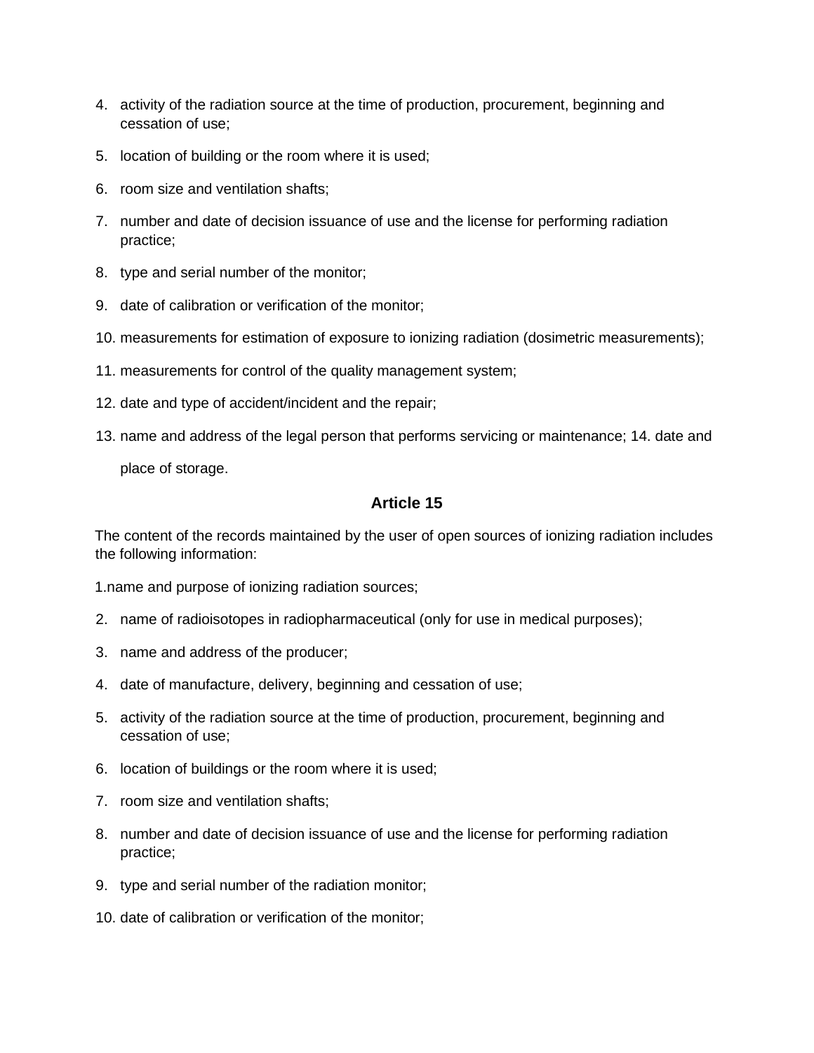4. activity of the radiation source at the time of production, procurement, beginning and cessation of use;
5. location of building or the room where it is used;
6. room size and ventilation shafts;
7. number and date of decision issuance of use and the license for performing radiation practice;
8. type and serial number of the monitor;
9. date of calibration or verification of the monitor;
10. measurements for estimation of exposure to ionizing radiation (dosimetric measurements);
11. measurements for control of the quality management system;
12. date and type of accident/incident and the repair;
13. name and address of the legal person that performs servicing or maintenance; 14. date and place of storage.

### Article 15

The content of the records maintained by the user of open sources of ionizing radiation includes the following information:

1.name and purpose of ionizing radiation sources;

2. name of radioisotopes in radiopharmaceutical (only for use in medical purposes);
3. name and address of the producer;
4. date of manufacture, delivery, beginning and cessation of use;
5. activity of the radiation source at the time of production, procurement, beginning and cessation of use;
6. location of buildings or the room where it is used;
7. room size and ventilation shafts;
8. number and date of decision issuance of use and the license for performing radiation practice;
9. type and serial number of the radiation monitor;
10. date of calibration or verification of the monitor;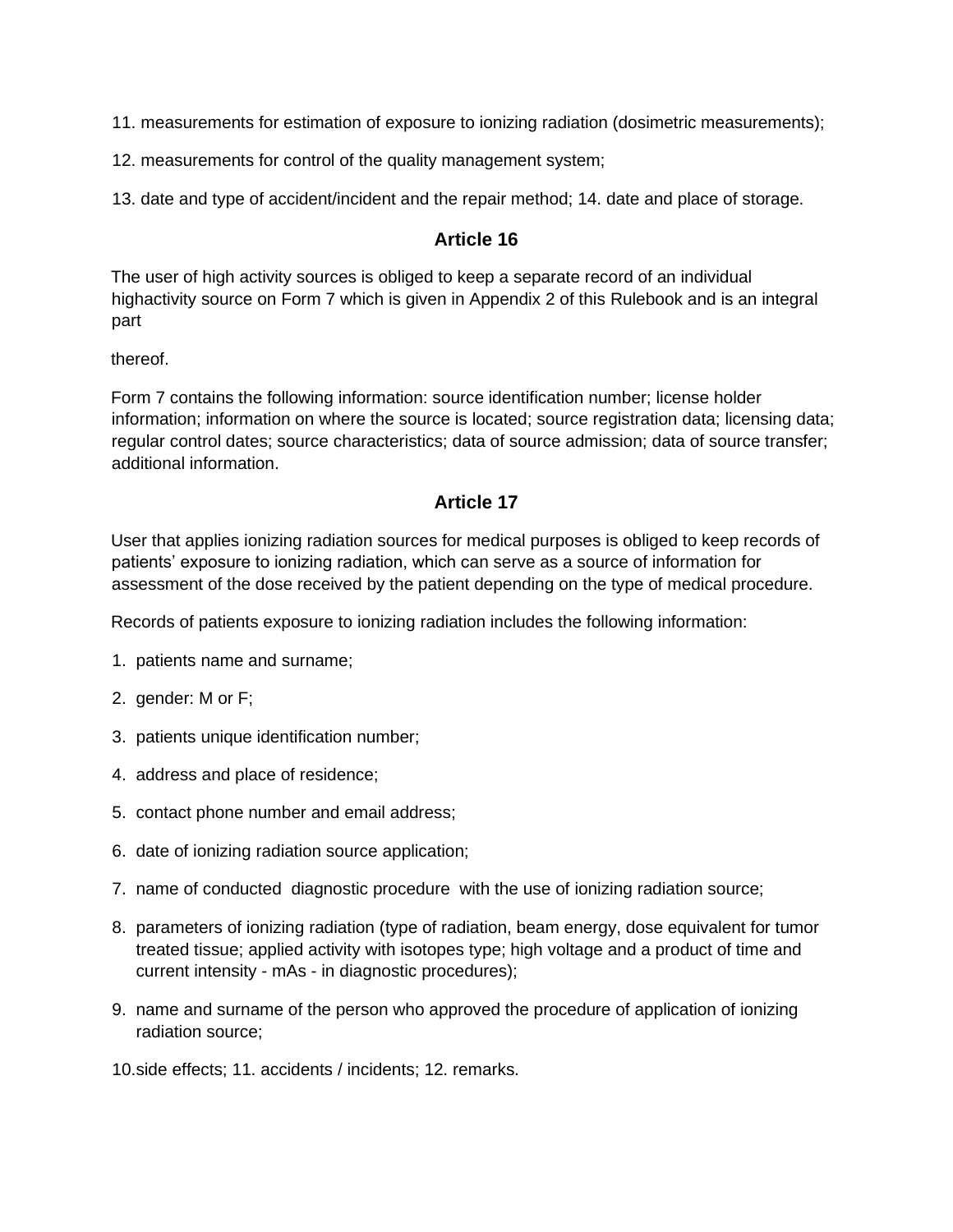11. measurements for estimation of exposure to ionizing radiation (dosimetric measurements);

12. measurements for control of the quality management system;

13. date and type of accident/incident and the repair method; 14. date and place of storage.

### Article 16

The user of high activity sources is obliged to keep a separate record of an individual highactivity source on Form 7 which is given in Appendix 2 of this Rulebook and is an integral part

thereof.

Form 7 contains the following information: source identification number; license holder information; information on where the source is located; source registration data; licensing data; regular control dates; source characteristics; data of source admission; data of source transfer; additional information.

### Article 17

User that applies ionizing radiation sources for medical purposes is obliged to keep records of patients' exposure to ionizing radiation, which can serve as a source of information for assessment of the dose received by the patient depending on the type of medical procedure.

Records of patients exposure to ionizing radiation includes the following information:

1. patients name and surname;
2. gender: M or F;
3. patients unique identification number;
4. address and place of residence;
5. contact phone number and email address;
6. date of ionizing radiation source application;
7. name of conducted diagnostic procedure with the use of ionizing radiation source;
8. parameters of ionizing radiation (type of radiation, beam energy, dose equivalent for tumor treated tissue; applied activity with isotopes type; high voltage and a product of time and current intensity - mAs - in diagnostic procedures);
9. name and surname of the person who approved the procedure of application of ionizing radiation source;
10. side effects; 11. accidents / incidents; 12. remarks.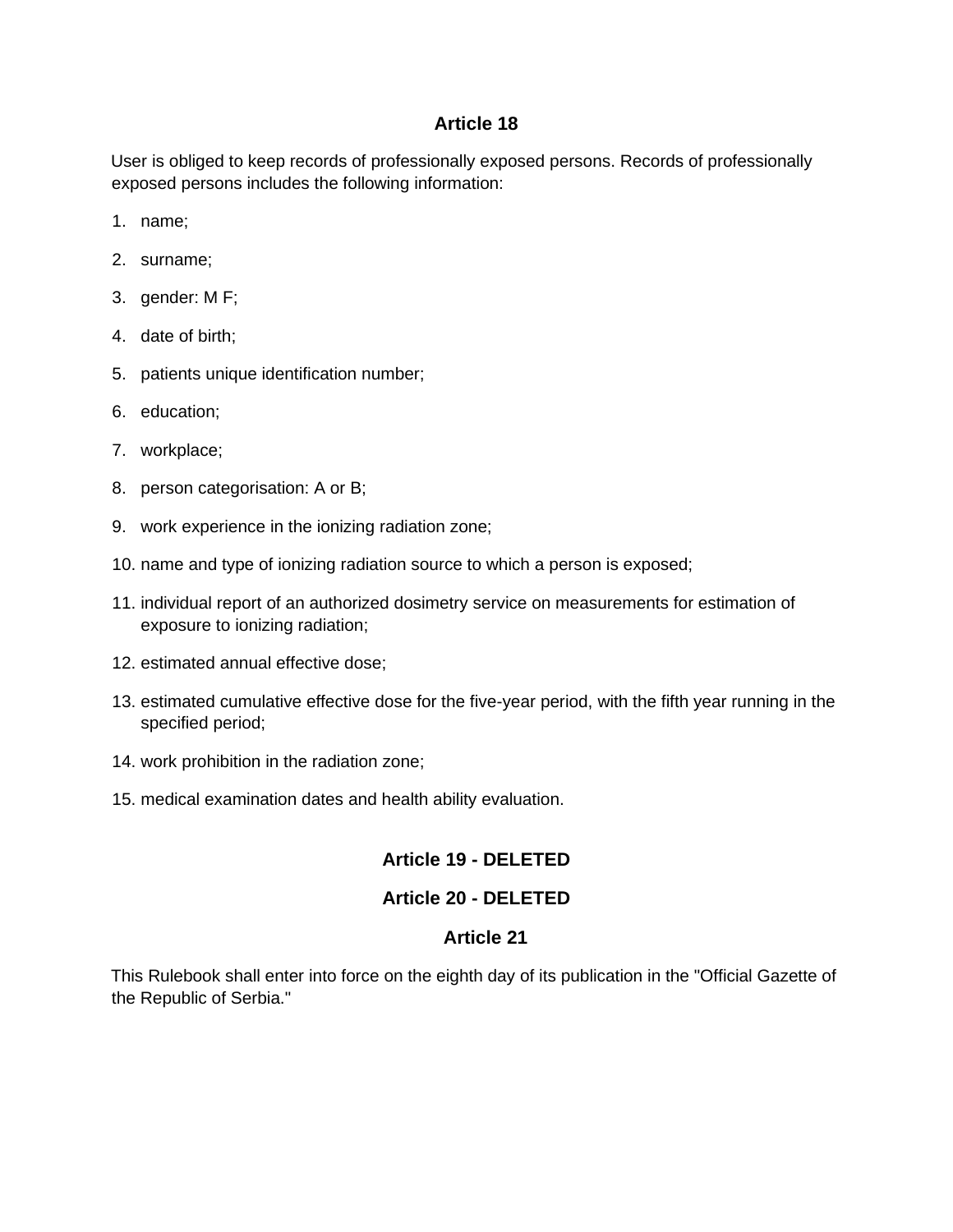### Article 18

User is obliged to keep records of professionally exposed persons. Records of professionally exposed persons includes the following information:

1. name;
2. surname;
3. gender: M F;
4. date of birth;
5. patients unique identification number;
6. education;
7. workplace;
8. person categorisation: A or B;
9. work experience in the ionizing radiation zone;
10. name and type of ionizing radiation source to which a person is exposed;
11. individual report of an authorized dosimetry service on measurements for estimation of exposure to ionizing radiation;
12. estimated annual effective dose;
13. estimated cumulative effective dose for the five-year period, with the fifth year running in the specified period;
14. work prohibition in the radiation zone;
15. medical examination dates and health ability evaluation.

### Article 19 - DELETED

### Article 20 - DELETED

### Article 21

This Rulebook shall enter into force on the eighth day of its publication in the "Official Gazette of the Republic of Serbia."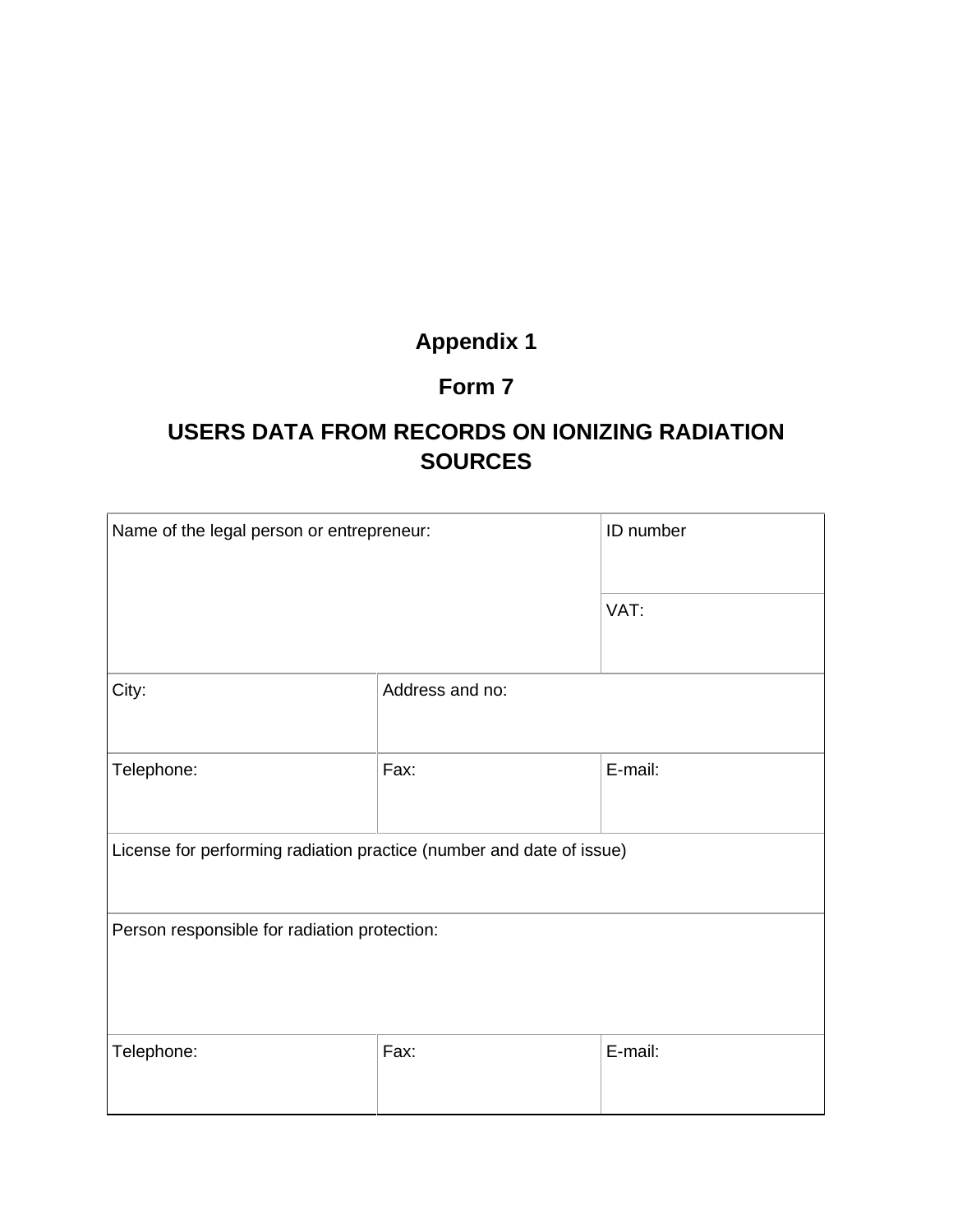# Appendix 1

## Form 7

## USERS DATA FROM RECORDS ON IONIZING RADIATION SOURCES

| Name of the legal person or entrepreneur: | | ID number |
| --- | --- | --- |
| | | VAT: |
| City: | Address and no: | |
| Telephone: | Fax: | E-mail: |
| License for performing radiation practice (number and date of issue) | | |
| Person responsible for radiation protection: | | |
| Telephone: | Fax: | E-mail: |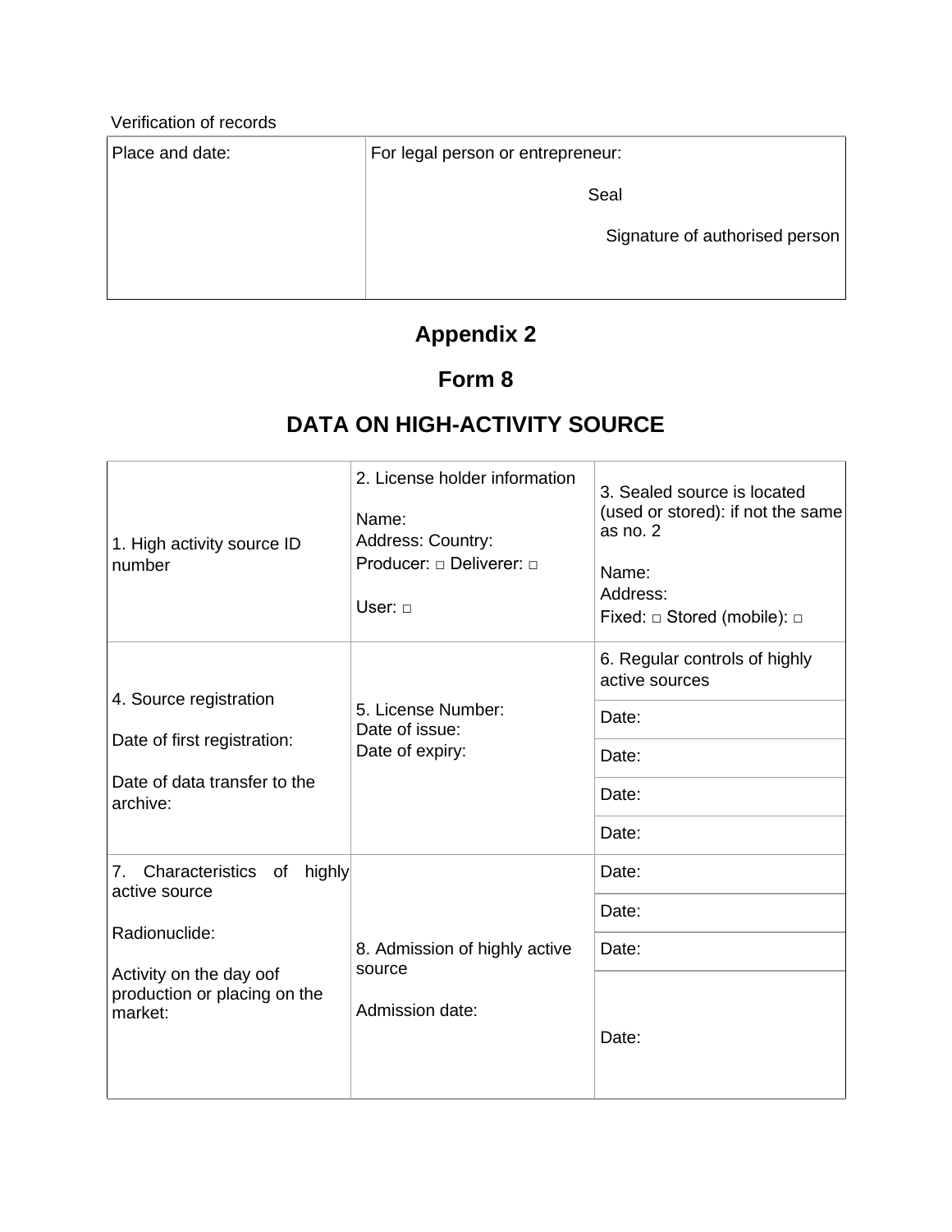Verification of records

| Place and date: | For legal person or entrepreneur:<br><br>Seal<br><br>Signature of authorised person |
|---|---|

# Appendix 2

## Form 8

## DATA ON HIGH-ACTIVITY SOURCE

| 1. High activity source ID number | 2. License holder information<br><br>Name:<br>Address: Country:<br>Producer: □ Deliverer: □<br><br>User: □ | 3. Sealed source is located (used or stored): if not the same as no. 2<br><br>Name:<br>Address:<br>Fixed: □ Stored (mobile): □ |
|---|---|---|
| 4. Source registration<br><br>Date of first registration:<br><br>Date of data transfer to the archive: | 5. License Number:<br>Date of issue:<br>Date of expiry: | 6. Regular controls of highly active sources |
| | | Date: |
| | | Date: |
| | | Date: |
| | | Date: |
| 7. Characteristics of highly active source<br><br>Radionuclide:<br><br>Activity on the day oof production or placing on the market: | 8. Admission of highly active source<br><br>Admission date: | Date: |
| | | Date: |
| | | Date: |
| | | Date: |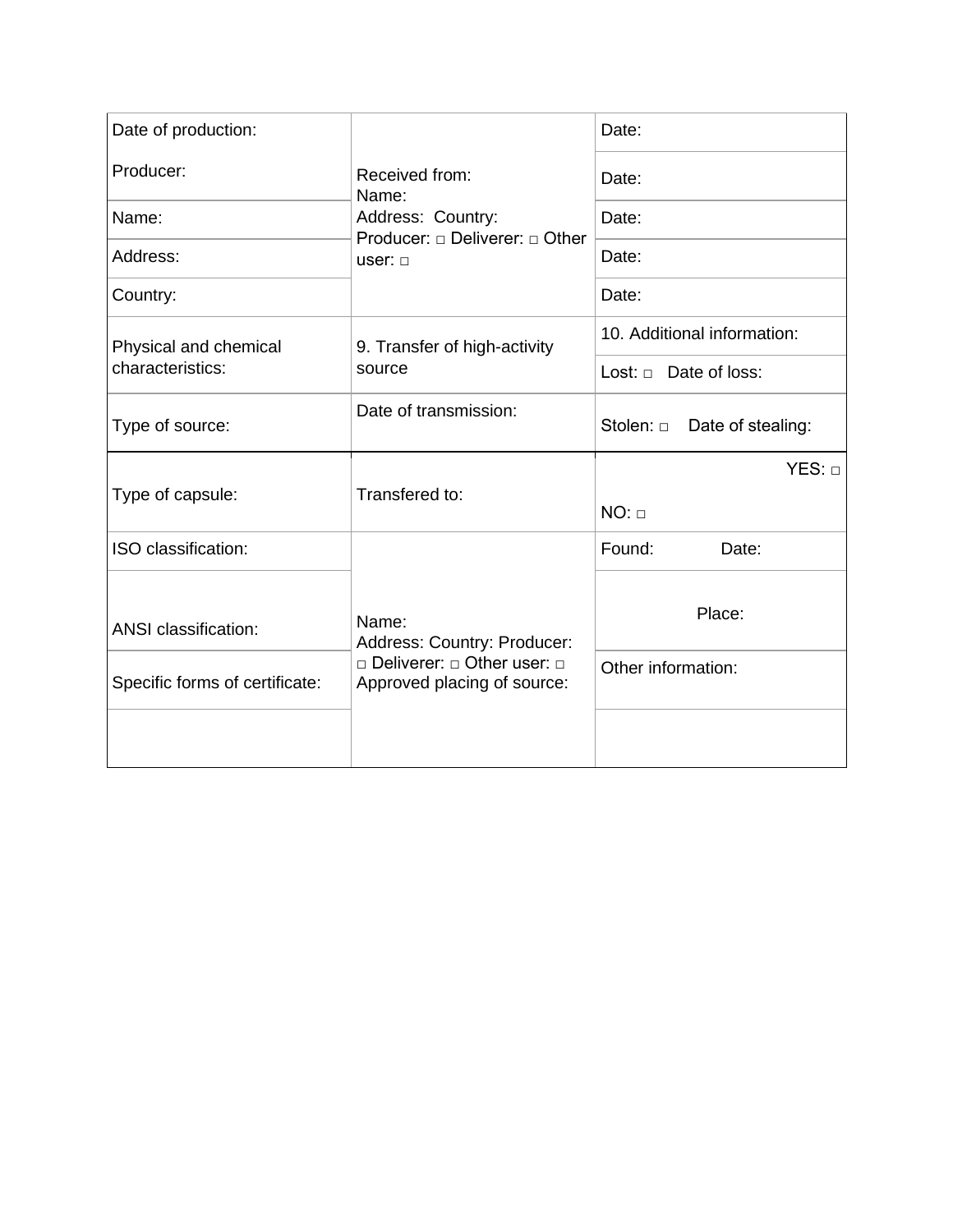| | | |
|---|---|---|
| Date of production:<br><br>Producer: | Received from:<br>Name:<br>Address: Country:<br>Producer: □ Deliverer: □ Other user: □ | Date: |
| | | Date: |
| Name: | | Date: |
| Address: | | Date: |
| Country: | | Date: |
| Physical and chemical characteristics: | 9. Transfer of high-activity source | 10. Additional information: |
| | | Lost: □ Date of loss: |
| Type of source: | Date of transmission: | Stolen: □ Date of stealing: |
| Type of capsule: | Transfered to: | YES: □<br><br>NO: □ |
| ISO classification: | Name:<br>Address: Country: Producer: □ Deliverer: □ Other user: □<br>Approved placing of source: | Found: Date: |
| ANSI classification: | | Place: |
| Specific forms of certificate: | | Other information: |
| | | |